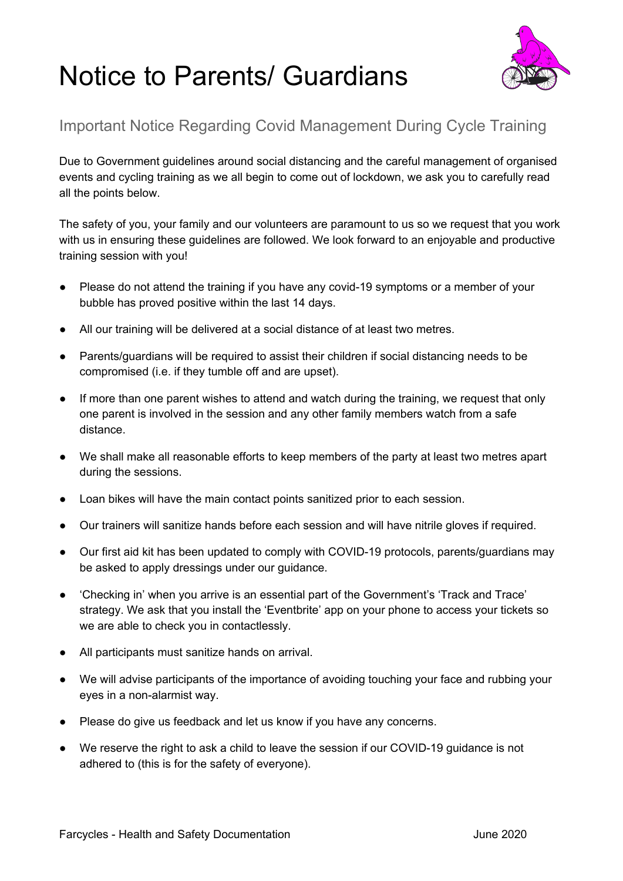# Notice to Parents/ Guardians

## Important Notice Regarding Covid Management During Cycle Training

Due to Government guidelines around social distancing and the careful management of organised events and cycling training as we all begin to come out of lockdown, we ask you to carefully read all the points below.

The safety of you, your family and our volunteers are paramount to us so we request that you work with us in ensuring these guidelines are followed. We look forward to an enjoyable and productive training session with you!

- Please do not attend the training if you have any covid-19 symptoms or a member of your bubble has proved positive within the last 14 days.
- All our training will be delivered at a social distance of at least two metres.
- Parents/guardians will be required to assist their children if social distancing needs to be compromised (i.e. if they tumble off and are upset).
- If more than one parent wishes to attend and watch during the training, we request that only one parent is involved in the session and any other family members watch from a safe distance.
- We shall make all reasonable efforts to keep members of the party at least two metres apart during the sessions.
- Loan bikes will have the main contact points sanitized prior to each session.
- Our trainers will sanitize hands before each session and will have nitrile gloves if required.
- Our first aid kit has been updated to comply with COVID-19 protocols, parents/guardians may be asked to apply dressings under our guidance.
- 'Checking in' when you arrive is an essential part of the Government's 'Track and Trace' strategy. We ask that you install the 'Eventbrite' app on your phone to access your tickets so we are able to check you in contactlessly.
- All participants must sanitize hands on arrival.
- We will advise participants of the importance of avoiding touching your face and rubbing your eyes in a non-alarmist way.
- Please do give us feedback and let us know if you have any concerns.
- We reserve the right to ask a child to leave the session if our COVID-19 guidance is not adhered to (this is for the safety of everyone).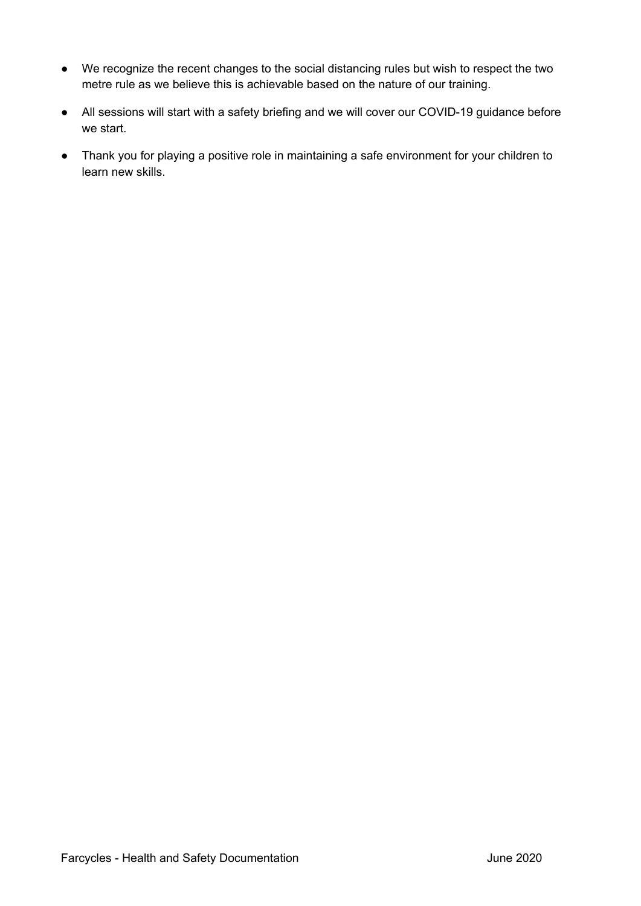- We recognize the recent changes to the social distancing rules but wish to respect the two metre rule as we believe this is achievable based on the nature of our training.
- All sessions will start with a safety briefing and we will cover our COVID-19 guidance before we start.
- Thank you for playing a positive role in maintaining a safe environment for your children to learn new skills.